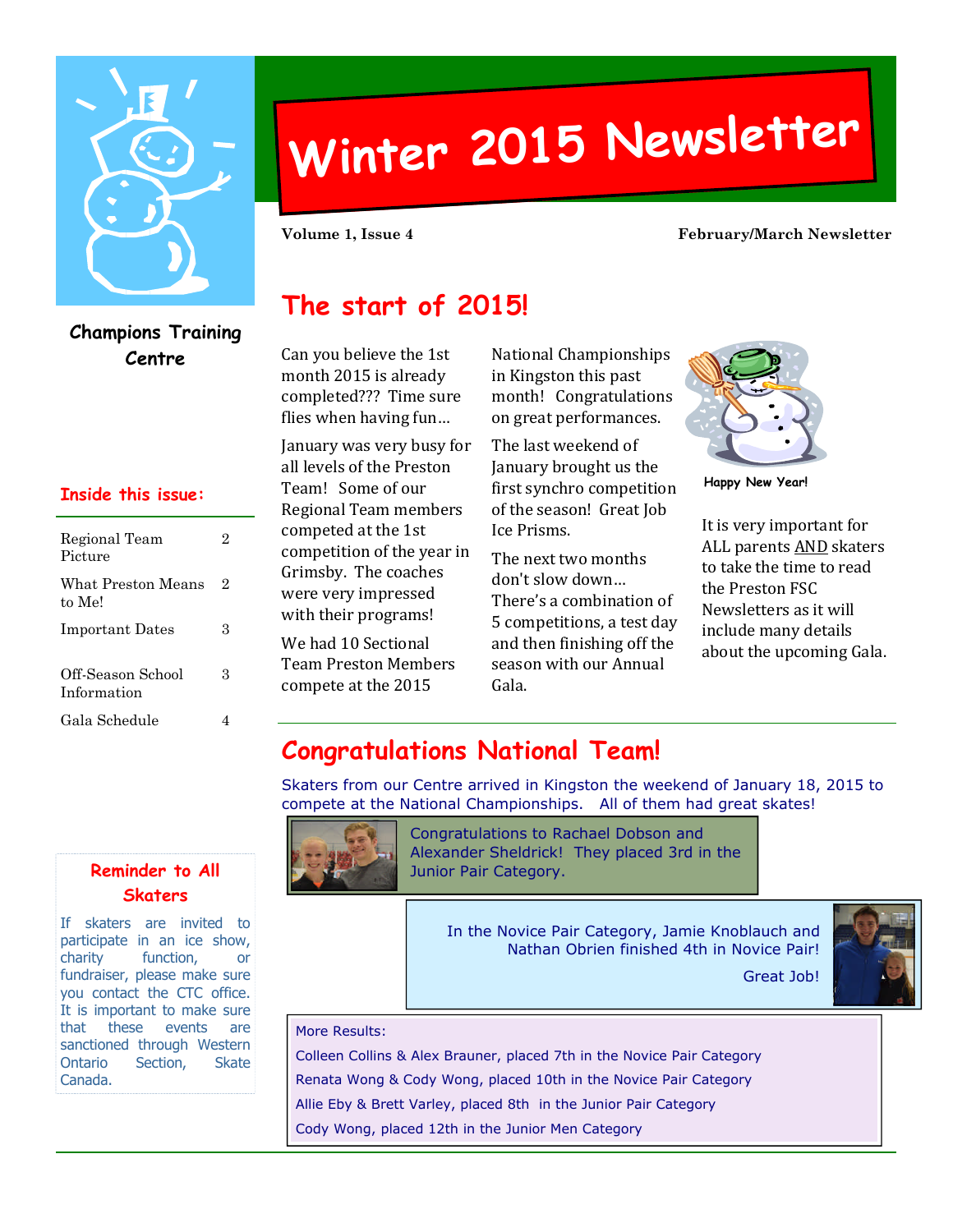# Winter 2015 Newsletter

**Volume 1, Issue 4** **February/March Newsletter**

**Champions Training Centre**

### Inside this issue:

| | |
|---|---|
| Regional Team Picture | 2 |
| What Preston Means to Me! | 2 |
| Important Dates | 3 |
| Off-Season School Information | 3 |
| Gala Schedule | 4 |

## The start of 2015!

Can you believe the 1st month 2015 is already completed??? Time sure flies when having fun…

January was very busy for all levels of the Preston Team! Some of our Regional Team members competed at the 1st competition of the year in Grimsby. The coaches were very impressed with their programs!

We had 10 Sectional Team Preston Members compete at the 2015 National Championships in Kingston this past month! Congratulations on great performances.

The last weekend of January brought us the first synchro competition of the season! Great Job Ice Prisms.

The next two months don't slow down… There's a combination of 5 competitions, a test day and then finishing off the season with our Annual Gala.

Happy New Year!

It is very important for ALL parents AND skaters to take the time to read the Preston FSC Newsletters as it will include many details about the upcoming Gala.

## Congratulations National Team!

Skaters from our Centre arrived in Kingston the weekend of January 18, 2015 to compete at the National Championships. All of them had great skates!

Congratulations to Rachael Dobson and Alexander Sheldrick! They placed 3rd in the Junior Pair Category.

In the Novice Pair Category, Jamie Knoblauch and Nathan Obrien finished 4th in Novice Pair!

Great Job!

More Results:

Colleen Collins & Alex Brauner, placed 7th in the Novice Pair Category

Renata Wong & Cody Wong, placed 10th in the Novice Pair Category

Allie Eby & Brett Varley, placed 8th in the Junior Pair Category

Cody Wong, placed 12th in the Junior Men Category

### Reminder to All Skaters

If skaters are invited to participate in an ice show, charity function, or fundraiser, please make sure you contact the CTC office. It is important to make sure that these events are sanctioned through Western Ontario Section, Skate Canada.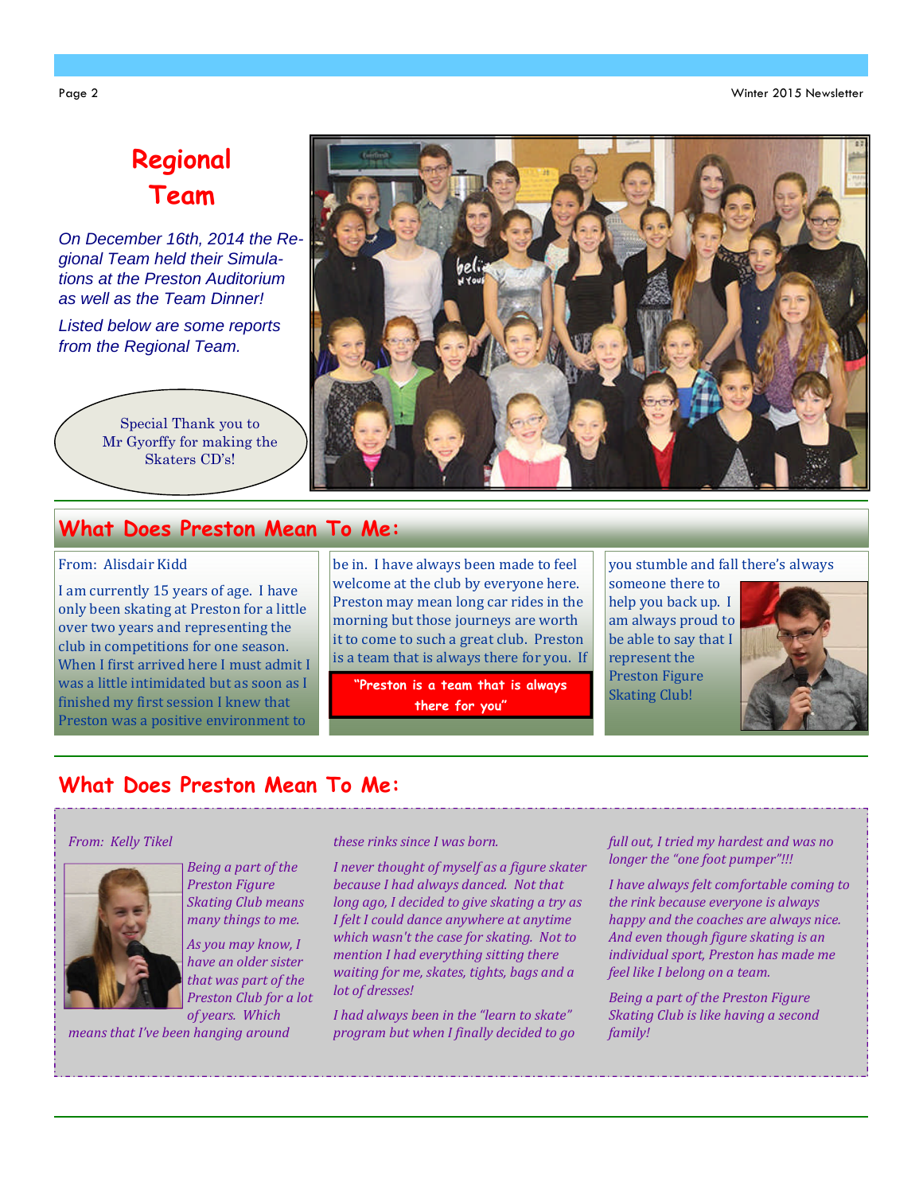## Regional Team

*On December 16th, 2014 the Regional Team held their Simulations at the Preston Auditorium as well as the Team Dinner!*

*Listed below are some reports from the Regional Team.*

Special Thank you to Mr Gyorffy for making the Skaters CD's!

## What Does Preston Mean To Me:

From: Alisdair Kidd

I am currently 15 years of age. I have only been skating at Preston for a little over two years and representing the club in competitions for one season. When I first arrived here I must admit I was a little intimidated but as soon as I finished my first session I knew that Preston was a positive environment to be in. I have always been made to feel welcome at the club by everyone here. Preston may mean long car rides in the morning but those journeys are worth it to come to such a great club. Preston is a team that is always there for you. If you stumble and fall there's always someone there to help you back up. I am always proud to be able to say that I represent the Preston Figure Skating Club!

**"Preston is a team that is always there for you"**

## What Does Preston Mean To Me:

*From: Kelly Tikel*

*Being a part of the Preston Figure Skating Club means many things to me.*

*As you may know, I have an older sister that was part of the Preston Club for a lot of years. Which means that I've been hanging around these rinks since I was born.*

*I never thought of myself as a figure skater because I had always danced. Not that long ago, I decided to give skating a try as I felt I could dance anywhere at anytime which wasn't the case for skating. Not to mention I had everything sitting there waiting for me, skates, tights, bags and a lot of dresses!*

*I had always been in the "learn to skate" program but when I finally decided to go full out, I tried my hardest and was no longer the "one foot pumper"!!!*

*I have always felt comfortable coming to the rink because everyone is always happy and the coaches are always nice. And even though figure skating is an individual sport, Preston has made me feel like I belong on a team.*

*Being a part of the Preston Figure Skating Club is like having a second family!*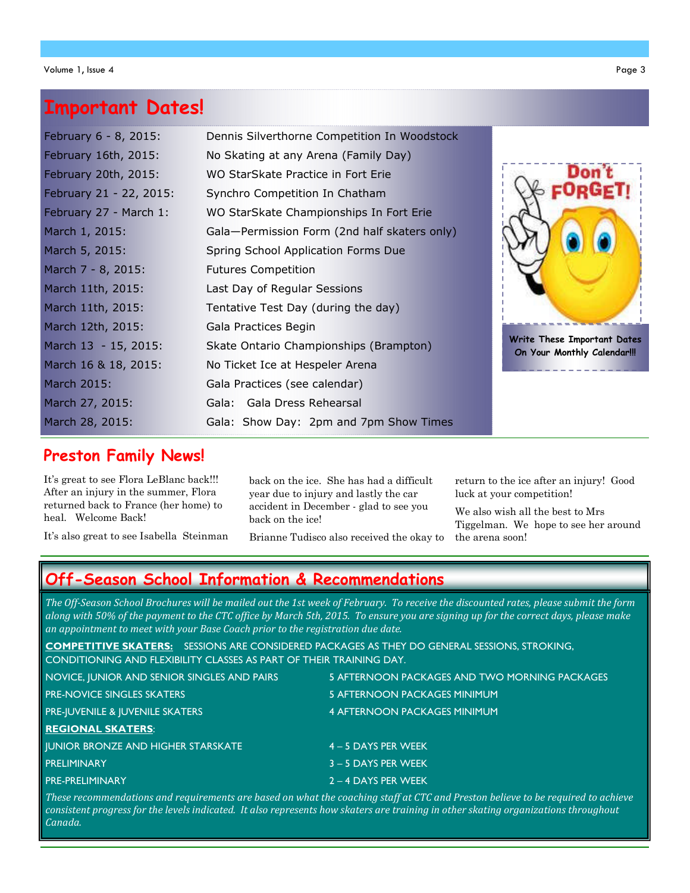## Important Dates!

| | |
|---|---|
| February 6 - 8, 2015: | Dennis Silverthorne Competition In Woodstock |
| February 16th, 2015: | No Skating at any Arena (Family Day) |
| February 20th, 2015: | WO StarSkate Practice in Fort Erie |
| February 21 - 22, 2015: | Synchro Competition In Chatham |
| February 27 - March 1: | WO StarSkate Championships In Fort Erie |
| March 1, 2015: | Gala—Permission Form (2nd half skaters only) |
| March 5, 2015: | Spring School Application Forms Due |
| March 7 - 8, 2015: | Futures Competition |
| March 11th, 2015: | Last Day of Regular Sessions |
| March 11th, 2015: | Tentative Test Day (during the day) |
| March 12th, 2015: | Gala Practices Begin |
| March 13 - 15, 2015: | Skate Ontario Championships (Brampton) |
| March 16 & 18, 2015: | No Ticket Ice at Hespeler Arena |
| March 2015: | Gala Practices (see calendar) |
| March 27, 2015: | Gala: Gala Dress Rehearsal |
| March 28, 2015: | Gala: Show Day: 2pm and 7pm Show Times |

Don't FORGET!

Write These Important Dates On Your Monthly Calendar!!!

## Preston Family News!

It's great to see Flora LeBlanc back!!! After an injury in the summer, Flora returned back to France (her home) to heal. Welcome Back!

It's also great to see Isabella Steinman back on the ice. She has had a difficult year due to injury and lastly the car accident in December - glad to see you back on the ice!

Brianne Tudisco also received the okay to return to the ice after an injury! Good luck at your competition!

We also wish all the best to Mrs Tiggelman. We hope to see her around the arena soon!

## Off-Season School Information & Recommendations

*The Off-Season School Brochures will be mailed out the 1st week of February. To receive the discounted rates, please submit the form along with 50% of the payment to the CTC office by March 5th, 2015. To ensure you are signing up for the correct days, please make an appointment to meet with your Base Coach prior to the registration due date.*

**COMPETITIVE SKATERS:** SESSIONS ARE CONSIDERED PACKAGES AS THEY DO GENERAL SESSIONS, STROKING, CONDITIONING AND FLEXIBILITY CLASSES AS PART OF THEIR TRAINING DAY.

| | |
|---|---|
| NOVICE, JUNIOR AND SENIOR SINGLES AND PAIRS | 5 AFTERNOON PACKAGES AND TWO MORNING PACKAGES |
| PRE-NOVICE SINGLES SKATERS | 5 AFTERNOON PACKAGES MINIMUM |
| PRE-JUVENILE & JUVENILE SKATERS | 4 AFTERNOON PACKAGES MINIMUM |

**REGIONAL SKATERS**:

| | |
|---|---|
| JUNIOR BRONZE AND HIGHER STARSKATE | 4 – 5 DAYS PER WEEK |
| PRELIMINARY | 3 – 5 DAYS PER WEEK |
| PRE-PRELIMINARY | 2 – 4 DAYS PER WEEK |

*These recommendations and requirements are based on what the coaching staff at CTC and Preston believe to be required to achieve consistent progress for the levels indicated. It also represents how skaters are training in other skating organizations throughout Canada.*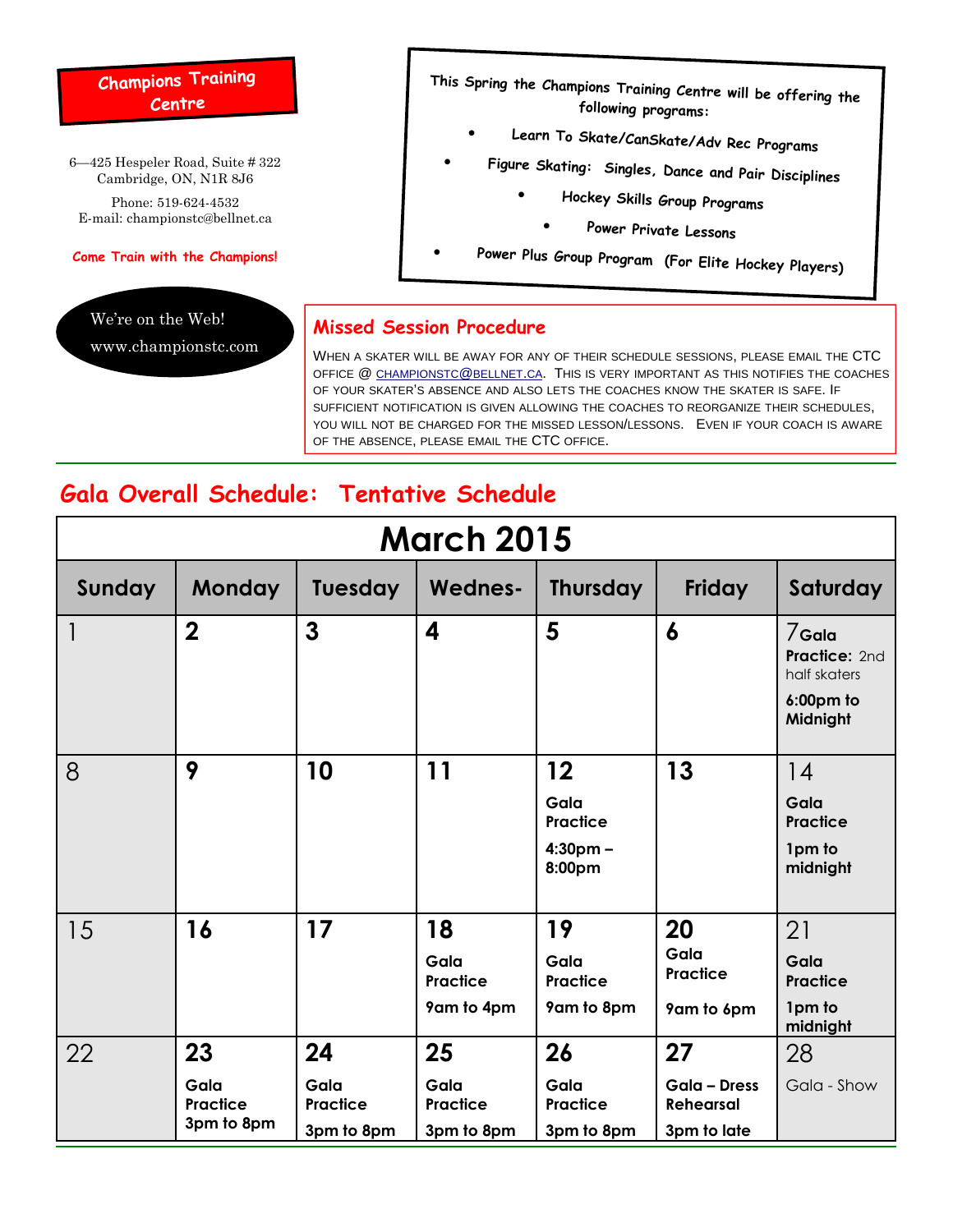**Champions Training Centre**

6—425 Hespeler Road, Suite # 322
Cambridge, ON, N1R 8J6

Phone: 519-624-4532
E-mail: championstc@bellnet.ca

**Come Train with the Champions!**

We're on the Web!
www.championstc.com

This Spring the Champions Training Centre will be offering the following programs:

- Learn To Skate/CanSkate/Adv Rec Programs
- Figure Skating: Singles, Dance and Pair Disciplines
- Hockey Skills Group Programs
- Power Private Lessons
- Power Plus Group Program (For Elite Hockey Players)

## Missed Session Procedure

When a skater will be away for any of their schedule sessions, please email the CTC office @ championstc@bellnet.ca. This is very important as this notifies the coaches of your skater's absence and also lets the coaches know the skater is safe. If sufficient notification is given allowing the coaches to reorganize their schedules, you will not be charged for the missed lesson/lessons. Even if your coach is aware of the absence, please email the CTC office.

## Gala Overall Schedule: Tentative Schedule

**March 2015**

| Sunday | Monday | Tuesday | Wednes- | Thursday | Friday | Saturday |
|---|---|---|---|---|---|---|
| 1 | 2 | 3 | 4 | 5 | 6 | 7 Gala Practice: 2nd half skaters 6:00pm to Midnight |
| 8 | 9 | 10 | 11 | 12 Gala Practice 4:30pm – 8:00pm | 13 | 14 Gala Practice 1pm to midnight |
| 15 | 16 | 17 | 18 Gala Practice 9am to 4pm | 19 Gala Practice 9am to 8pm | 20 Gala Practice 9am to 6pm | 21 Gala Practice 1pm to midnight |
| 22 | 23 Gala Practice 3pm to 8pm | 24 Gala Practice 3pm to 8pm | 25 Gala Practice 3pm to 8pm | 26 Gala Practice 3pm to 8pm | 27 Gala – Dress Rehearsal 3pm to late | 28 Gala - Show |